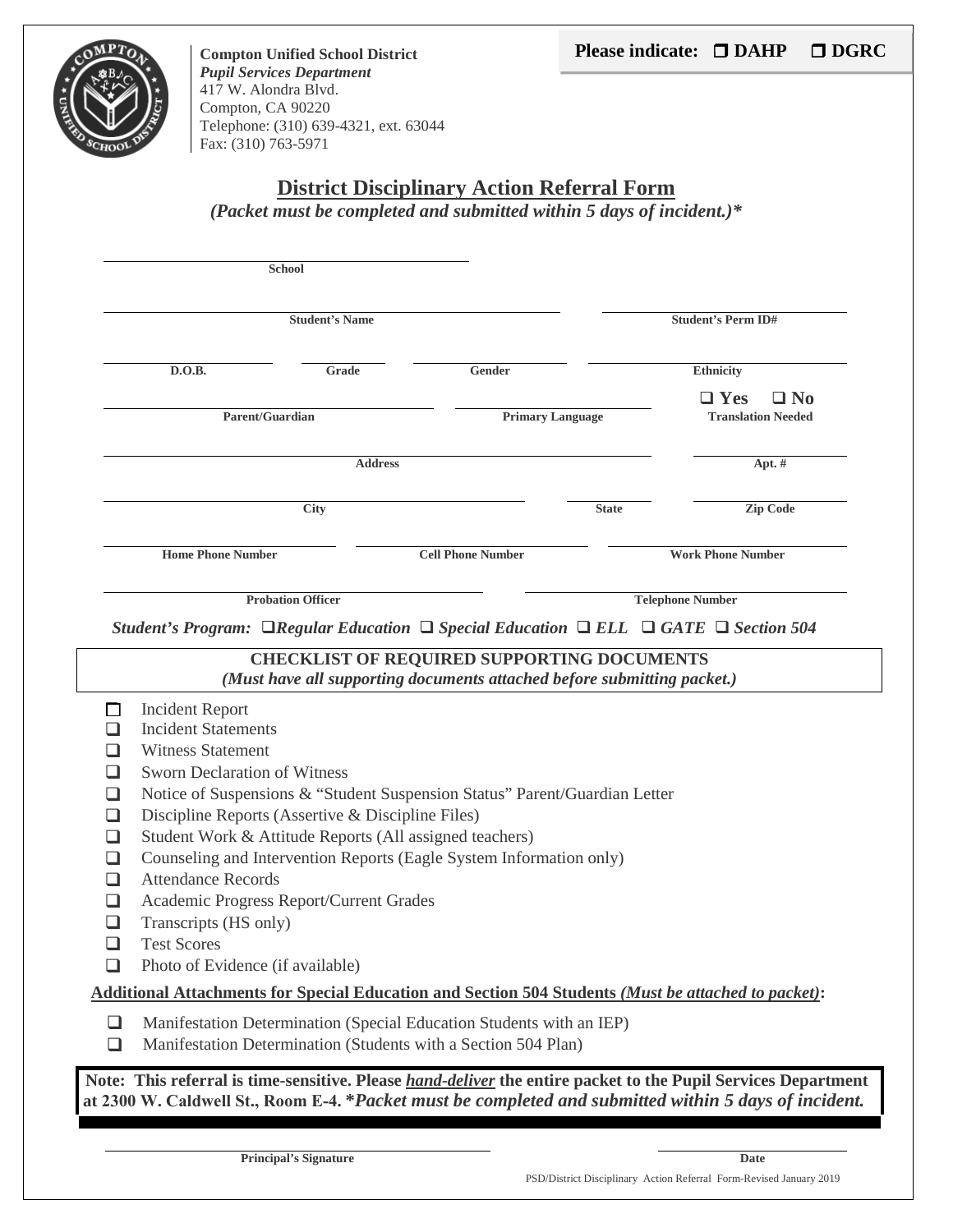**Compton Unified School District**
***Pupil Services Department***
417 W. Alondra Blvd.
Compton, CA 90220
Telephone: (310) 639-4321, ext. 63044
Fax: (310) 763-5971

**Please indicate: ☐ DAHP ☐ DGRC**

# District Disciplinary Action Referral Form

***(Packet must be completed and submitted within 5 days of incident.)****

**School** ______________________

**Student's Name** ______________________ **Student's Perm ID#** ______________________

**D.O.B.** ________ **Grade** ________ **Gender** ________ **Ethnicity** ________

**Parent/Guardian** ______________________ **Primary Language** ______________________ **Translation Needed** ☐ **Yes** ☐ **No**

**Address** ______________________ **Apt. #** ________

**City** ______________________ **State** ________ **Zip Code** ________

**Home Phone Number** ________ **Cell Phone Number** ________ **Work Phone Number** ________

**Probation Officer** ______________________ **Telephone Number** ______________________

***Student's Program:*** ☐***Regular Education*** ☐ ***Special Education*** ☐ ***ELL*** ☐ ***GATE*** ☐ ***Section 504***

**CHECKLIST OF REQUIRED SUPPORTING DOCUMENTS**
***(Must have all supporting documents attached before submitting packet.)***

- ☐ Incident Report
- ☐ Incident Statements
- ☐ Witness Statement
- ☐ Sworn Declaration of Witness
- ☐ Notice of Suspensions & "Student Suspension Status" Parent/Guardian Letter
- ☐ Discipline Reports (Assertive & Discipline Files)
- ☐ Student Work & Attitude Reports (All assigned teachers)
- ☐ Counseling and Intervention Reports (Eagle System Information only)
- ☐ Attendance Records
- ☐ Academic Progress Report/Current Grades
- ☐ Transcripts (HS only)
- ☐ Test Scores
- ☐ Photo of Evidence (if available)

**Additional Attachments for Special Education and Section 504 Students *(Must be attached to packet)*:**

- ☐ Manifestation Determination (Special Education Students with an IEP)
- ☐ Manifestation Determination (Students with a Section 504 Plan)

**Note: This referral is time-sensitive. Please *hand-deliver* the entire packet to the Pupil Services Department at 2300 W. Caldwell St., Room E-4. **Packet must be completed and submitted within 5 days of incident.***

**Principal's Signature** ______________________ **Date** ________

PSD/District Disciplinary Action Referral Form-Revised January 2019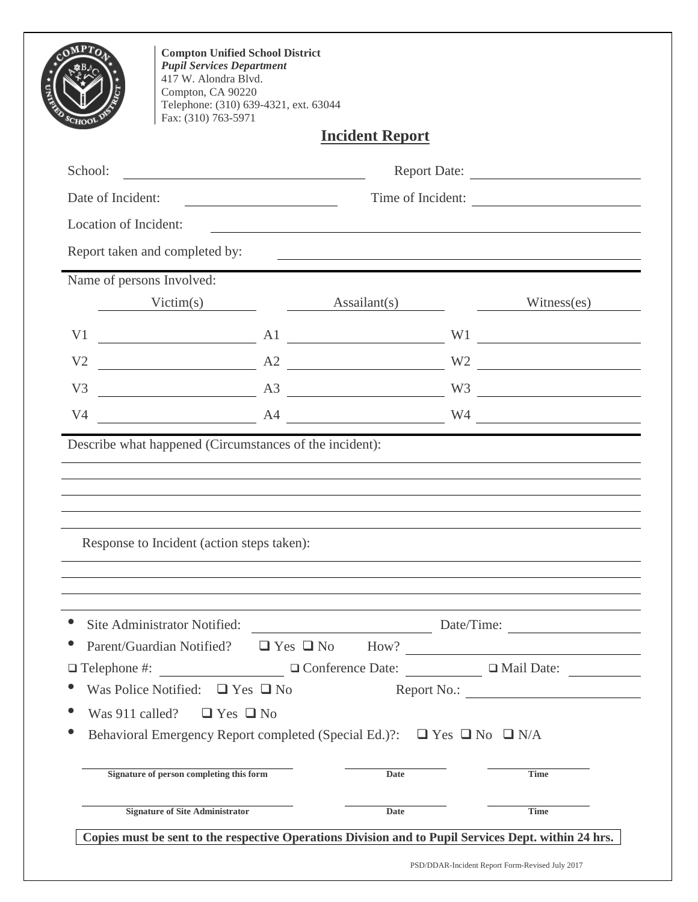**Compton Unified School District**
***Pupil Services Department***
417 W. Alondra Blvd.
Compton, CA 90220
Telephone: (310) 639-4321, ext. 63044
Fax: (310) 763-5971

# Incident Report

School: ______________________ Report Date: ______________________

Date of Incident: ______________________ Time of Incident: ______________________

Location of Incident: ____________________________________________

Report taken and completed by: ____________________________________________

---

Name of persons Involved:

| Victim(s) | Assailant(s) | Witness(es) |
|---|---|---|
| V1 | A1 | W1 |
| V2 | A2 | W2 |
| V3 | A3 | W3 |
| V4 | A4 | W4 |

---

Describe what happened (Circumstances of the incident):

____________________________________________

____________________________________________

____________________________________________

____________________________________________

Response to Incident (action steps taken):

____________________________________________

____________________________________________

____________________________________________

- Site Administrator Notified: ______________________ Date/Time: ______________________
- Parent/Guardian Notified? ❑ Yes ❑ No How? ______________________

❑ Telephone #: ______________ ❑ Conference Date: ______________ ❑ Mail Date: ______________

- Was Police Notified: ❑ Yes ❑ No Report No.: ______________________
- Was 911 called? ❑ Yes ❑ No
- Behavioral Emergency Report completed (Special Ed.)?: ❑ Yes ❑ No ❑ N/A

______________________ ______________ ______________
**Signature of person completing this form** **Date** **Time**

______________________ ______________ ______________
**Signature of Site Administrator** **Date** **Time**

**Copies must be sent to the respective Operations Division and to Pupil Services Dept. within 24 hrs.**

PSD/DDAR-Incident Report Form-Revised July 2017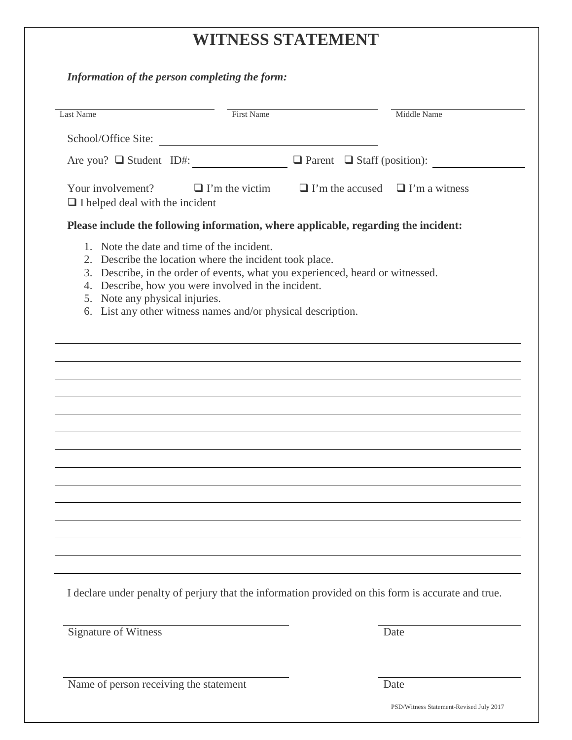# WITNESS STATEMENT

***Information of the person completing the form:***

| Last Name | First Name | Middle Name |
|---|---|---|
| | | |

School/Office Site: ______________________________

Are you? ❑ Student ID#: ______________ ❑ Parent ❑ Staff (position): ______________

Your involvement? ❑ I'm the victim ❑ I'm the accused ❑ I'm a witness
❑ I helped deal with the incident

**Please include the following information, where applicable, regarding the incident:**

1. Note the date and time of the incident.
2. Describe the location where the incident took place.
3. Describe, in the order of events, what you experienced, heard or witnessed.
4. Describe, how you were involved in the incident.
5. Note any physical injuries.
6. List any other witness names and/or physical description.

______________________________________________________________________________

______________________________________________________________________________

______________________________________________________________________________

______________________________________________________________________________

______________________________________________________________________________

______________________________________________________________________________

______________________________________________________________________________

______________________________________________________________________________

______________________________________________________________________________

______________________________________________________________________________

______________________________________________________________________________

______________________________________________________________________________

______________________________________________________________________________

I declare under penalty of perjury that the information provided on this form is accurate and true.

______________________________ ______________
Signature of Witness Date

______________________________ ______________
Name of person receiving the statement Date

PSD/Witness Statement-Revised July 2017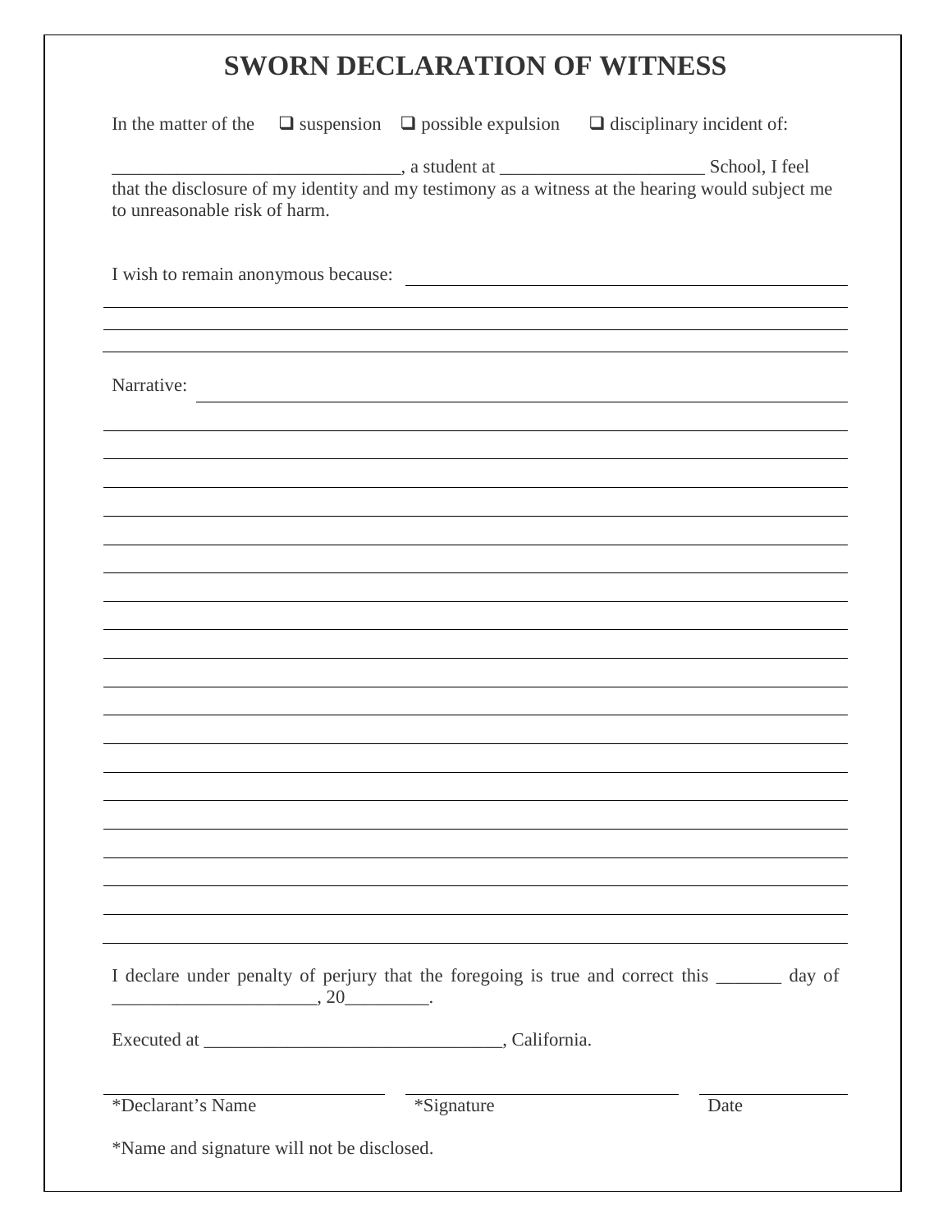# SWORN DECLARATION OF WITNESS

In the matter of the ❑ suspension ❑ possible expulsion ❑ disciplinary incident of:

______________________________, a student at ______________________ School, I feel that the disclosure of my identity and my testimony as a witness at the hearing would subject me to unreasonable risk of harm.

I wish to remain anonymous because: ______________________________________________

______________________________________________________________________________

______________________________________________________________________________

______________________________________________________________________________

Narrative: ______________________________________________________________________

______________________________________________________________________________

______________________________________________________________________________

______________________________________________________________________________

______________________________________________________________________________

______________________________________________________________________________

______________________________________________________________________________

______________________________________________________________________________

______________________________________________________________________________

______________________________________________________________________________

______________________________________________________________________________

______________________________________________________________________________

______________________________________________________________________________

______________________________________________________________________________

______________________________________________________________________________

______________________________________________________________________________

______________________________________________________________________________

______________________________________________________________________________

______________________________________________________________________________

I declare under penalty of perjury that the foregoing is true and correct this _______ day of ______________________, 20_________.

Executed at ________________________________, California.

| ______________________ | ______________________ | ____________ |
|---|---|---|
| *Declarant's Name | *Signature | Date |

*Name and signature will not be disclosed.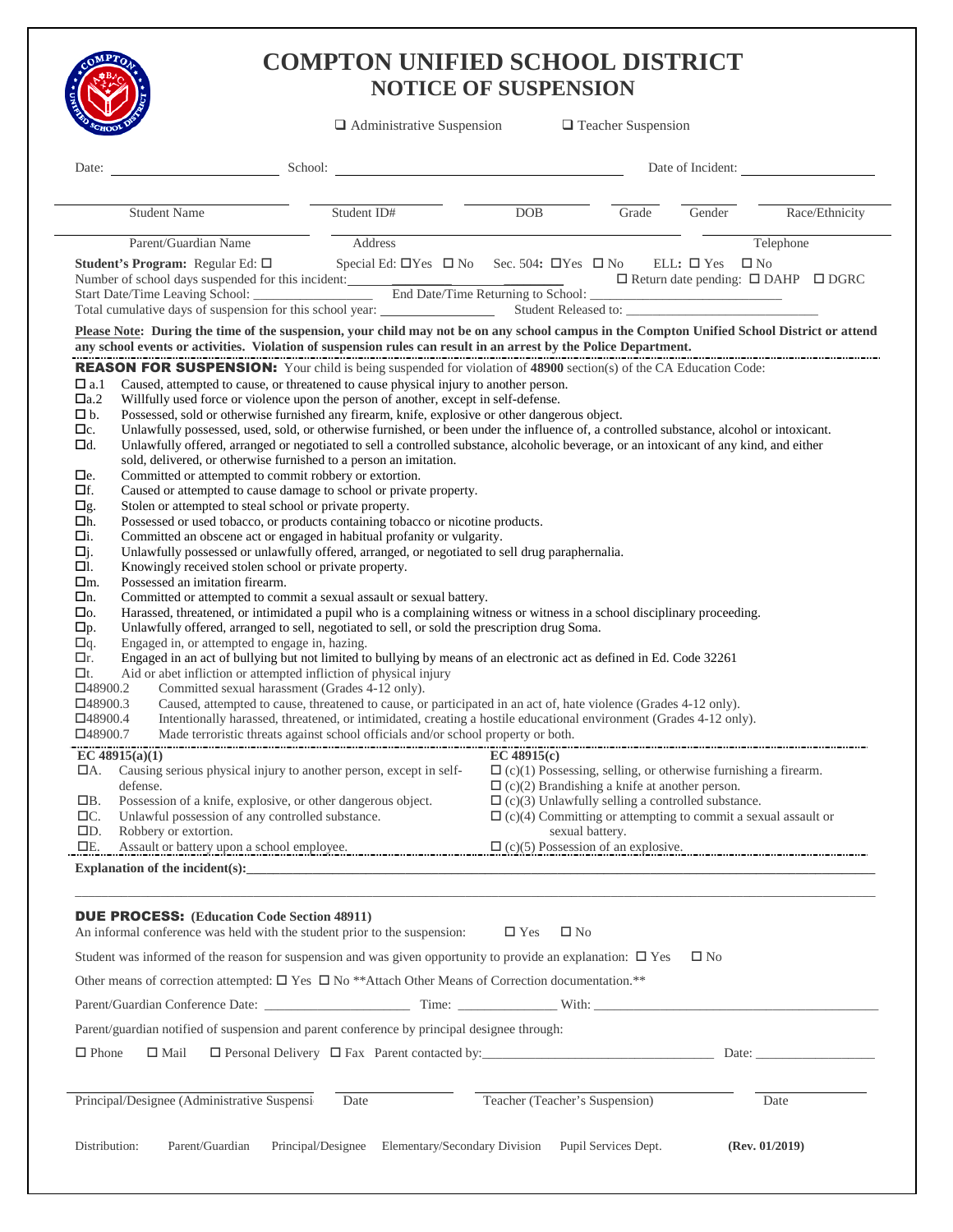# COMPTON UNIFIED SCHOOL DISTRICT
## NOTICE OF SUSPENSION

☐ Administrative Suspension ☐ Teacher Suspension

Date: ____________ School: ____________________ Date of Incident: ____________

| Student Name | Student ID# | DOB | Grade | Gender | Race/Ethnicity |
|---|---|---|---|---|---|
| | | | | | |

| Parent/Guardian Name | Address | Telephone |
|---|---|---|
| | | |

**Student's Program:** Regular Ed: ☐ Special Ed: ☐Yes ☐ No Sec. 504: ☐Yes ☐ No ELL: ☐ Yes ☐ No

Number of school days suspended for this incident: ____________ ☐ Return date pending: ☐ DAHP ☐ DGRC

Start Date/Time Leaving School: ____________ End Date/Time Returning to School: ____________

Total cumulative days of suspension for this school year: ____________ Student Released to: ____________

**Please Note: During the time of the suspension, your child may not be on any school campus in the Compton Unified School District or attend any school events or activities. Violation of suspension rules can result in an arrest by the Police Department.**

**REASON FOR SUSPENSION:** Your child is being suspended for violation of **48900** section(s) of the CA Education Code:

- ☐ a.1 Caused, attempted to cause, or threatened to cause physical injury to another person.
- ☐ a.2 Willfully used force or violence upon the person of another, except in self-defense.
- ☐ b. Possessed, sold or otherwise furnished any firearm, knife, explosive or other dangerous object.
- ☐ c. Unlawfully possessed, used, sold, or otherwise furnished, or been under the influence of, a controlled substance, alcohol or intoxicant.
- ☐ d. Unlawfully offered, arranged or negotiated to sell a controlled substance, alcoholic beverage, or an intoxicant of any kind, and either sold, delivered, or otherwise furnished to a person an imitation.
- ☐ e. Committed or attempted to commit robbery or extortion.
- ☐ f. Caused or attempted to cause damage to school or private property.
- ☐ g. Stolen or attempted to steal school or private property.
- ☐ h. Possessed or used tobacco, or products containing tobacco or nicotine products.
- ☐ i. Committed an obscene act or engaged in habitual profanity or vulgarity.
- ☐ j. Unlawfully possessed or unlawfully offered, arranged, or negotiated to sell drug paraphernalia.
- ☐ l. Knowingly received stolen school or private property.
- ☐ m. Possessed an imitation firearm.
- ☐ n. Committed or attempted to commit a sexual assault or sexual battery.
- ☐ o. Harassed, threatened, or intimidated a pupil who is a complaining witness or witness in a school disciplinary proceeding.
- ☐ p. Unlawfully offered, arranged to sell, negotiated to sell, or sold the prescription drug Soma.
- ☐ q. Engaged in, or attempted to engage in, hazing.
- ☐ r. Engaged in an act of bullying but not limited to bullying by means of an electronic act as defined in Ed. Code 32261
- ☐ t. Aid or abet infliction or attempted infliction of physical injury
- ☐ 48900.2 Committed sexual harassment (Grades 4-12 only).
- ☐ 48900.3 Caused, attempted to cause, threatened to cause, or participated in an act of, hate violence (Grades 4-12 only).
- ☐ 48900.4 Intentionally harassed, threatened, or intimidated, creating a hostile educational environment (Grades 4-12 only).
- ☐ 48900.7 Made terroristic threats against school officials and/or school property or both.

**EC 48915(a)(1)**

- ☐ A. Causing serious physical injury to another person, except in self-defense.
- ☐ B. Possession of a knife, explosive, or other dangerous object.
- ☐ C. Unlawful possession of any controlled substance.
- ☐ D. Robbery or extortion.
- ☐ E. Assault or battery upon a school employee.

**EC 48915(c)**

- ☐ (c)(1) Possessing, selling, or otherwise furnishing a firearm.
- ☐ (c)(2) Brandishing a knife at another person.
- ☐ (c)(3) Unlawfully selling a controlled substance.
- ☐ (c)(4) Committing or attempting to commit a sexual assault or sexual battery.
- ☐ (c)(5) Possession of an explosive.

**Explanation of the incident(s):**____________________________________________

**DUE PROCESS: (Education Code Section 48911)**

An informal conference was held with the student prior to the suspension: ☐ Yes ☐ No

Student was informed of the reason for suspension and was given opportunity to provide an explanation: ☐ Yes ☐ No

Other means of correction attempted: ☐ Yes ☐ No **Attach Other Means of Correction documentation.**

Parent/Guardian Conference Date: ____________ Time: ____________ With: ____________

Parent/guardian notified of suspension and parent conference by principal designee through:

☐ Phone ☐ Mail ☐ Personal Delivery ☐ Fax Parent contacted by: ____________ Date: ____________

| Principal/Designee (Administrative Suspensi | Date | Teacher (Teacher's Suspension) | Date |
|---|---|---|---|
| | | | |

Distribution: Parent/Guardian Principal/Designee Elementary/Secondary Division Pupil Services Dept. **(Rev. 01/2019)**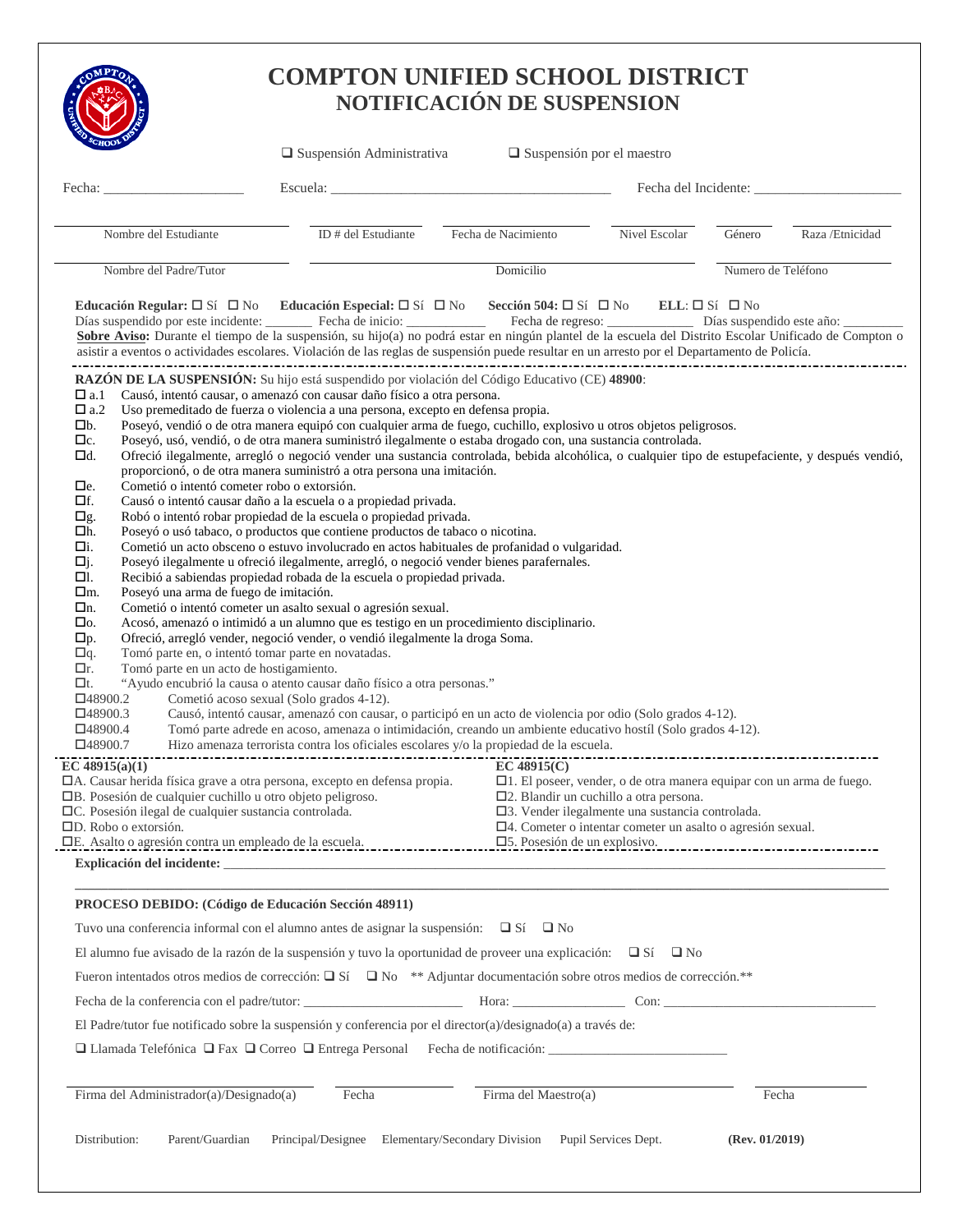# COMPTON UNIFIED SCHOOL DISTRICT
## NOTIFICACIÓN DE SUSPENSION

☐ Suspensión Administrativa ☐ Suspensión por el maestro

Fecha: ____________________ Escuela: ________________________________________ Fecha del Incidente: _____________________

| Nombre del Estudiante | ID # del Estudiante | Fecha de Nacimiento | Nivel Escolar | Género | Raza /Etnicidad |
|---|---|---|---|---|---|
| | | | | | |

| Nombre del Padre/Tutor | Domicilio | Numero de Teléfono |
|---|---|---|
| | | |

**Educación Regular:** ☐ Sí ☐ No **Educación Especial:** ☐ Sí ☐ No **Sección 504:** ☐ Sí ☐ No **ELL**: ☐ Sí ☐ No

Días suspendido por este incidente: _______ Fecha de inicio: ___________ Fecha de regreso: _____________ Días suspendido este año: _________

**Sobre Aviso:** Durante el tiempo de la suspensión, su hijo(a) no podrá estar en ningún plantel de la escuela del Distrito Escolar Unificado de Compton o asistir a eventos o actividades escolares. Violación de las reglas de suspensión puede resultar en un arresto por el Departamento de Policía.

---

**RAZÓN DE LA SUSPENSIÓN:** Su hijo está suspendido por violación del Código Educativo (CE) **48900**:

- ☐ a.1 Causó, intentó causar, o amenazó con causar daño físico a otra persona.
- ☐ a.2 Uso premeditado de fuerza o violencia a una persona, excepto en defensa propia.
- ☐b. Poseyó, vendió, o de otra manera equipó con cualquier arma de fuego, cuchillo, explosivo u otros objetos peligrosos.
- ☐c. Poseyó, usó, vendió, o de otra manera suministró ilegalmente o estaba drogado con, una sustancia controlada.
- ☐d. Ofreció ilegalmente, arregló o negoció vender una sustancia controlada, bebida alcohólica, o cualquier tipo de estupefaciente, y después vendió, proporcionó, o de otra manera suministró a otra persona una imitación.
- ☐e. Cometió o intentó cometer robo o extorsión.
- ☐f. Causó o intentó causar daño a la escuela o a propiedad privada.
- ☐g. Robó o intentó robar propiedad de la escuela o propiedad privada.
- ☐h. Poseyó o usó tabaco, o productos que contiene productos de tabaco o nicotina.
- ☐i. Cometió un acto obsceno o estuvo involucrado en actos habituales de profanidad o vulgaridad.
- ☐j. Poseyó ilegalmente u ofreció ilegalmente, arregló, o negoció vender bienes parafernales.
- ☐l. Recibió a sabiendas propiedad robada de la escuela o propiedad privada.
- ☐m. Poseyó una arma de fuego de imitación.
- ☐n. Cometió o intentó cometer un asalto sexual o agresión sexual.
- ☐o. Acosó, amenazó o intimidó a un alumno que es testigo en un procedimiento disciplinario.
- ☐p. Ofreció, arregló vender, negoció vender, o vendió ilegalmente la droga Soma.
- ☐q. Tomó parte en, o intentó tomar parte en novatadas.
- ☐r. Tomó parte en un acto de hostigamiento.
- ☐t. "Ayudo encubrió la causa o atento causar daño físico a otra personas."
- ☐48900.2 Cometió acoso sexual (Solo grados 4-12).
- ☐48900.3 Causó, intentó causar, amenazó con causar, o participó en un acto de violencia por odio (Solo grados 4-12).
- ☐48900.4 Tomó parte adrede en acoso, amenaza o intimidación, creando un ambiente educativo hostíl (Solo grados 4-12).
- ☐48900.7 Hizo amenaza terrorista contra los oficiales escolares y/o la propiedad de la escuela.

---

**EC 48915(a)(1)**

- ☐A. Causar herida física grave a otra persona, excepto en defensa propia.
- ☐B. Posesión de cualquier cuchillo u otro objeto peligroso.
- ☐C. Posesión ilegal de cualquier sustancia controlada.
- ☐D. Robo o extorsión.
- ☐E. Asalto o agresión contra un empleado de la escuela.

**EC 48915(C)**

- ☐1. El poseer, vender, o de otra manera equipar con un arma de fuego.
- ☐2. Blandir un cuchillo a otra persona.
- ☐3. Vender ilegalmente una sustancia controlada.
- ☐4. Cometer o intentar cometer un asalto o agresión sexual.
- ☐5. Posesión de un explosivo.

---

**Explicación del incidente:** ________________________________________________________________________________________

______________________________________________________________________________________________________________

**PROCESO DEBIDO: (Código de Educación Sección 48911)**

Tuvo una conferencia informal con el alumno antes de asignar la suspensión: ☐ Sí ☐ No

El alumno fue avisado de la razón de la suspensión y tuvo la oportunidad de proveer una explicación: ☐ Sí ☐ No

Fueron intentados otros medios de corrección: ☐ Sí ☐ No ** Adjuntar documentación sobre otros medios de corrección.**

Fecha de la conferencia con el padre/tutor: ________________________ Hora: ________________ Con: ________________________________

El Padre/tutor fue notificado sobre la suspensión y conferencia por el director(a)/designado(a) a través de:

☐ Llamada Telefónica ☐ Fax ☐ Correo ☐ Entrega Personal Fecha de notificación: __________________________

| Firma del Administrador(a)/Designado(a) | Fecha | Firma del Maestro(a) | Fecha |
|---|---|---|---|
| | | | |

Distribution: Parent/Guardian Principal/Designee Elementary/Secondary Division Pupil Services Dept. **(Rev. 01/2019)**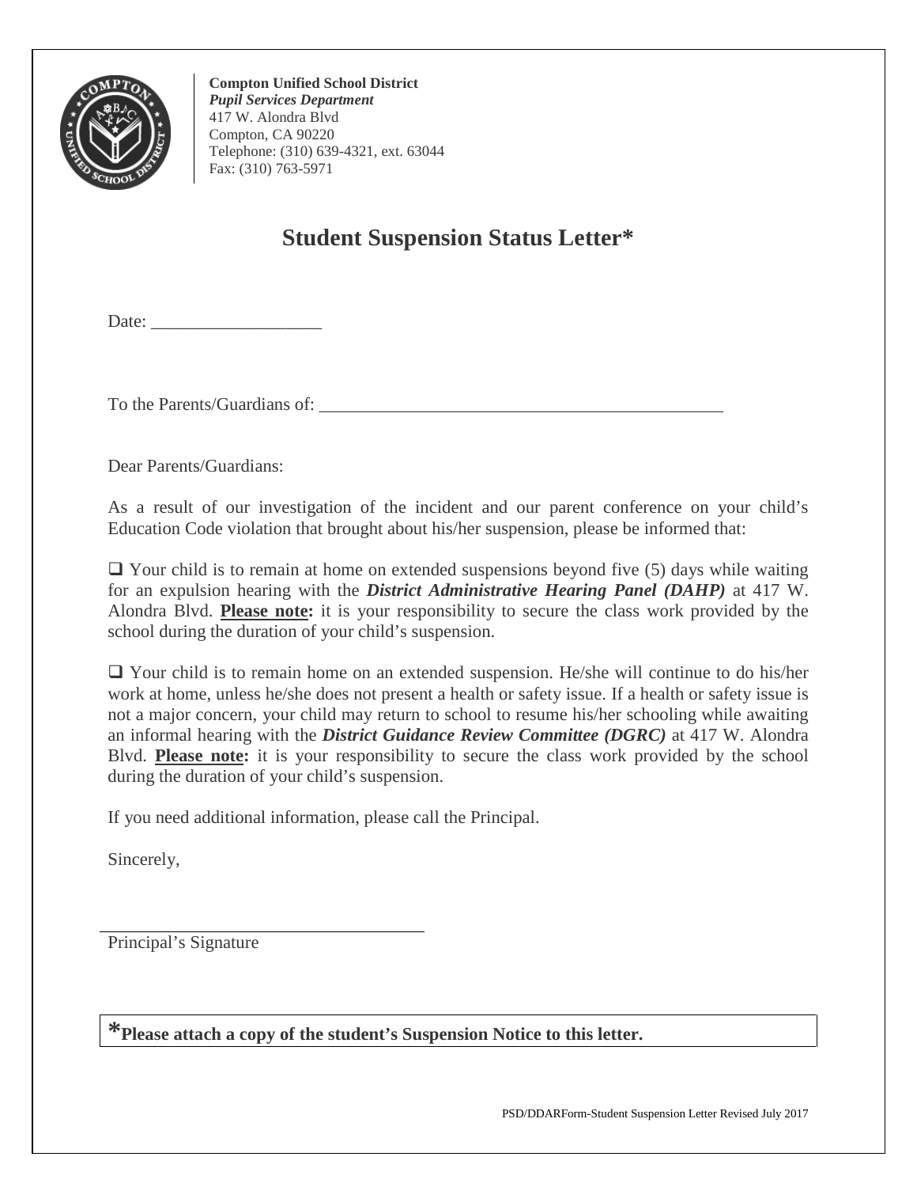**Compton Unified School District**
***Pupil Services Department***
417 W. Alondra Blvd
Compton, CA 90220
Telephone: (310) 639-4321, ext. 63044
Fax: (310) 763-5971

# Student Suspension Status Letter*

Date: ___________________

To the Parents/Guardians of: ______________________________________________

Dear Parents/Guardians:

As a result of our investigation of the incident and our parent conference on your child's Education Code violation that brought about his/her suspension, please be informed that:

❑ Your child is to remain at home on extended suspensions beyond five (5) days while waiting for an expulsion hearing with the ***District Administrative Hearing Panel (DAHP)*** at 417 W. Alondra Blvd. **Please note:** it is your responsibility to secure the class work provided by the school during the duration of your child's suspension.

❑ Your child is to remain home on an extended suspension. He/she will continue to do his/her work at home, unless he/she does not present a health or safety issue. If a health or safety issue is not a major concern, your child may return to school to resume his/her schooling while awaiting an informal hearing with the ***District Guidance Review Committee (DGRC)*** at 417 W. Alondra Blvd. **Please note:** it is your responsibility to secure the class work provided by the school during the duration of your child's suspension.

If you need additional information, please call the Principal.

Sincerely,

____________________________________
Principal's Signature

**\*Please attach a copy of the student's Suspension Notice to this letter.**

PSD/DDARForm-Student Suspension Letter Revised July 2017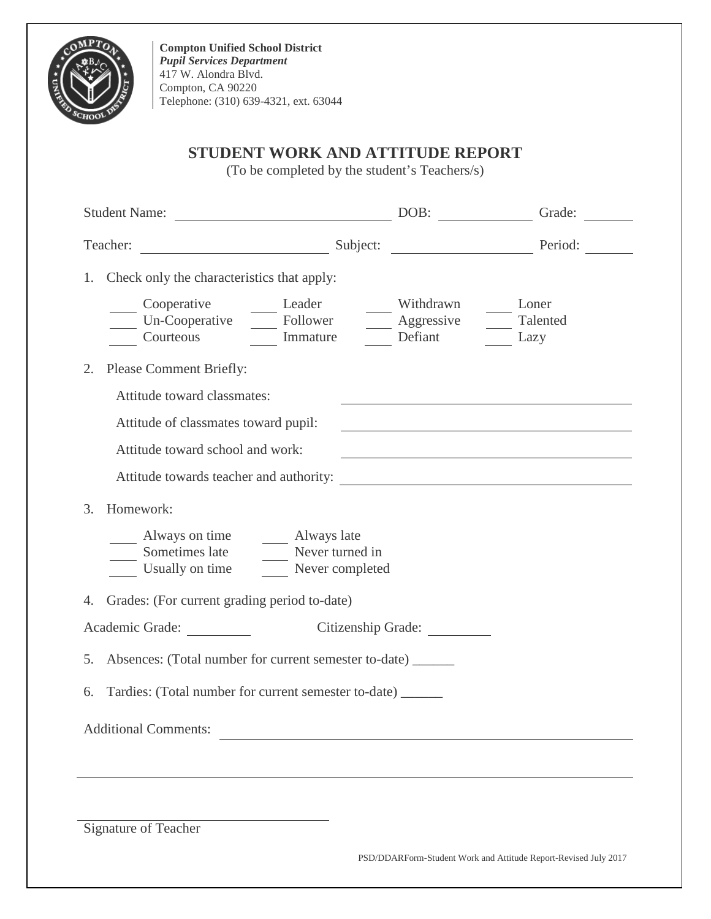**Compton Unified School District**
***Pupil Services Department***
417 W. Alondra Blvd.
Compton, CA 90220
Telephone: (310) 639-4321, ext. 63044

# STUDENT WORK AND ATTITUDE REPORT

(To be completed by the student's Teachers/s)

Student Name: ____________________ DOB: __________ Grade: ______

Teacher: ____________________ Subject: ______________ Period: ______

1. Check only the characteristics that apply:

| | | | |
|---|---|---|---|
| ____ Cooperative | ____ Leader | ____ Withdrawn | ____ Loner |
| ____ Un-Cooperative | ____ Follower | ____ Aggressive | ____ Talented |
| ____ Courteous | ____ Immature | ____ Defiant | ____ Lazy |

2. Please Comment Briefly:

   Attitude toward classmates: ______________________________

   Attitude of classmates toward pupil: ______________________________

   Attitude toward school and work: ______________________________

   Attitude towards teacher and authority: ______________________________

3. Homework:

| | |
|---|---|
| ____ Always on time | ____ Always late |
| ____ Sometimes late | ____ Never turned in |
| ____ Usually on time | ____ Never completed |

4. Grades: (For current grading period to-date)

Academic Grade: ________ Citizenship Grade: ________

5. Absences: (Total number for current semester to-date) ______

6. Tardies: (Total number for current semester to-date) ______

Additional Comments: ____________________________________________

______________________________________________________________

______________________________
Signature of Teacher

PSD/DDARForm-Student Work and Attitude Report-Revised July 2017